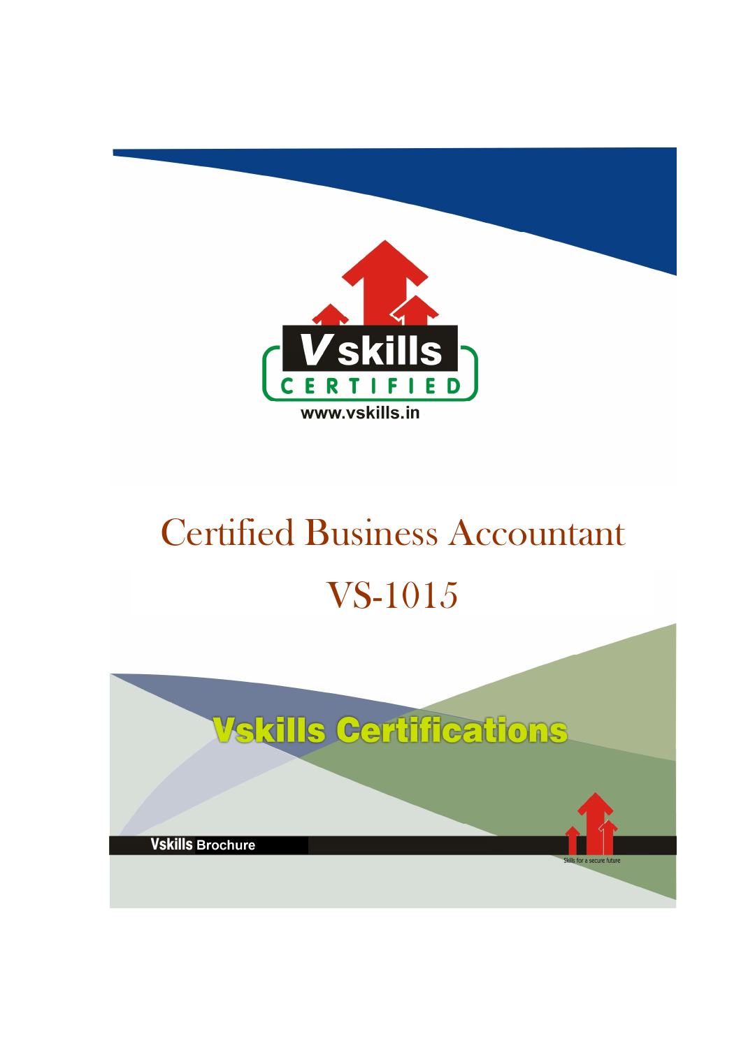Vskills CERTIFIED

www.vskills.in

# Certified Business Accountant

# VS-1015

Vskills Certifications

Vskills Brochure

Skills for a secure future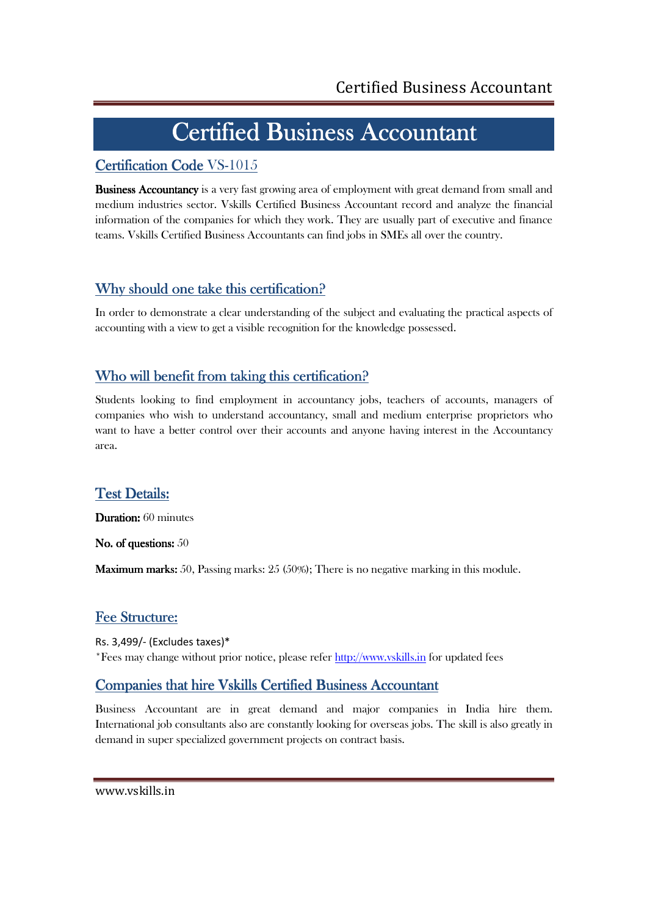# Certified Business Accountant

## Certification Code VS-1015

**Business Accountancy** is a very fast growing area of employment with great demand from small and medium industries sector. Vskills Certified Business Accountant record and analyze the financial information of the companies for which they work. They are usually part of executive and finance teams. Vskills Certified Business Accountants can find jobs in SMEs all over the country.

## Why should one take this certification?

In order to demonstrate a clear understanding of the subject and evaluating the practical aspects of accounting with a view to get a visible recognition for the knowledge possessed.

## Who will benefit from taking this certification?

Students looking to find employment in accountancy jobs, teachers of accounts, managers of companies who wish to understand accountancy, small and medium enterprise proprietors who want to have a better control over their accounts and anyone having interest in the Accountancy area.

## Test Details:

**Duration:** 60 minutes

**No. of questions:** 50

**Maximum marks:** 50, Passing marks: 25 (50%); There is no negative marking in this module.

## Fee Structure:

Rs. 3,499/- (Excludes taxes)*
*Fees may change without prior notice, please refer http://www.vskills.in for updated fees

## Companies that hire Vskills Certified Business Accountant

Business Accountant are in great demand and major companies in India hire them. International job consultants also are constantly looking for overseas jobs. The skill is also greatly in demand in super specialized government projects on contract basis.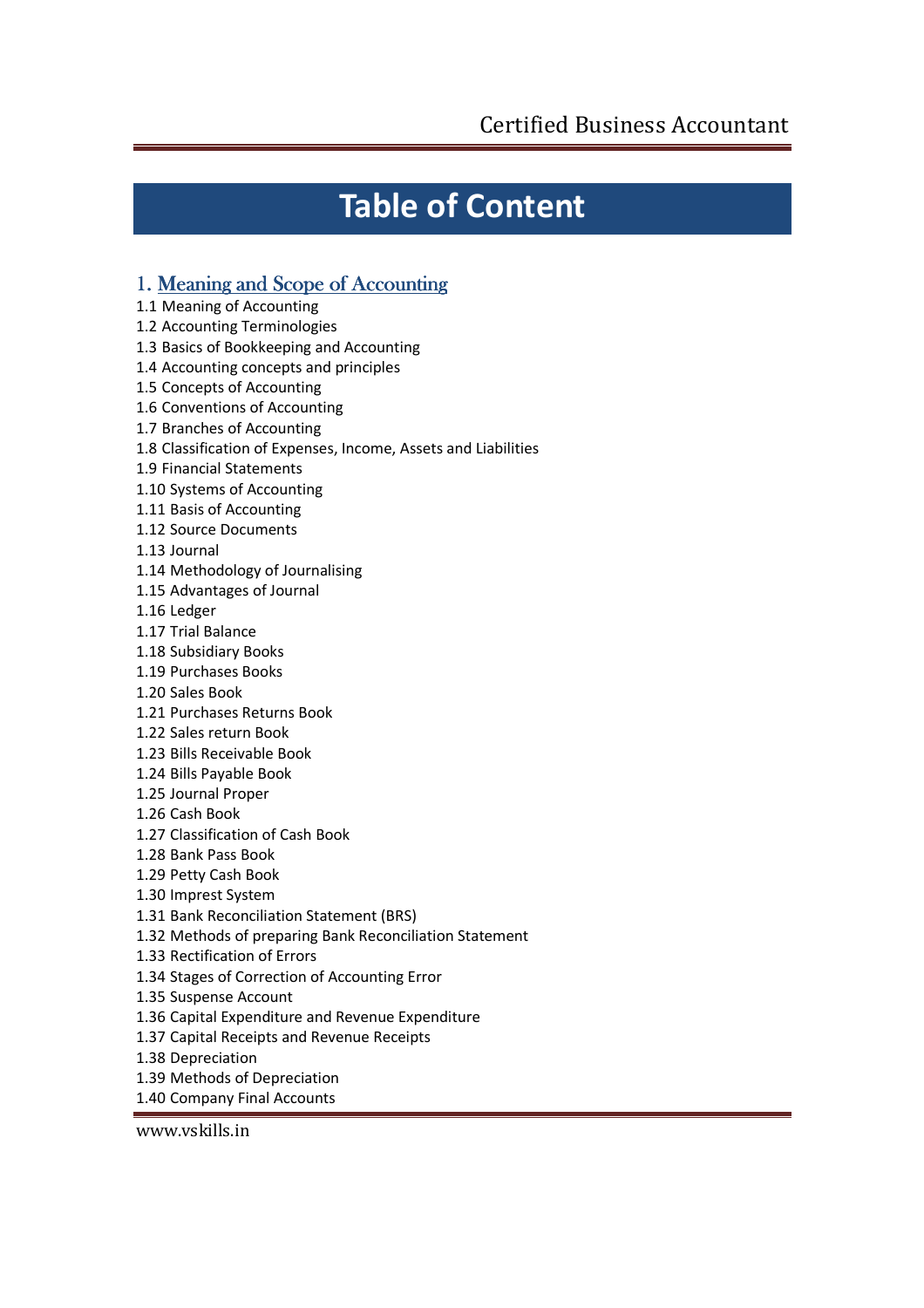# Table of Content

## 1. Meaning and Scope of Accounting

1.1 Meaning of Accounting
1.2 Accounting Terminologies
1.3 Basics of Bookkeeping and Accounting
1.4 Accounting concepts and principles
1.5 Concepts of Accounting
1.6 Conventions of Accounting
1.7 Branches of Accounting
1.8 Classification of Expenses, Income, Assets and Liabilities
1.9 Financial Statements
1.10 Systems of Accounting
1.11 Basis of Accounting
1.12 Source Documents
1.13 Journal
1.14 Methodology of Journalising
1.15 Advantages of Journal
1.16 Ledger
1.17 Trial Balance
1.18 Subsidiary Books
1.19 Purchases Books
1.20 Sales Book
1.21 Purchases Returns Book
1.22 Sales return Book
1.23 Bills Receivable Book
1.24 Bills Payable Book
1.25 Journal Proper
1.26 Cash Book
1.27 Classification of Cash Book
1.28 Bank Pass Book
1.29 Petty Cash Book
1.30 Imprest System
1.31 Bank Reconciliation Statement (BRS)
1.32 Methods of preparing Bank Reconciliation Statement
1.33 Rectification of Errors
1.34 Stages of Correction of Accounting Error
1.35 Suspense Account
1.36 Capital Expenditure and Revenue Expenditure
1.37 Capital Receipts and Revenue Receipts
1.38 Depreciation
1.39 Methods of Depreciation
1.40 Company Final Accounts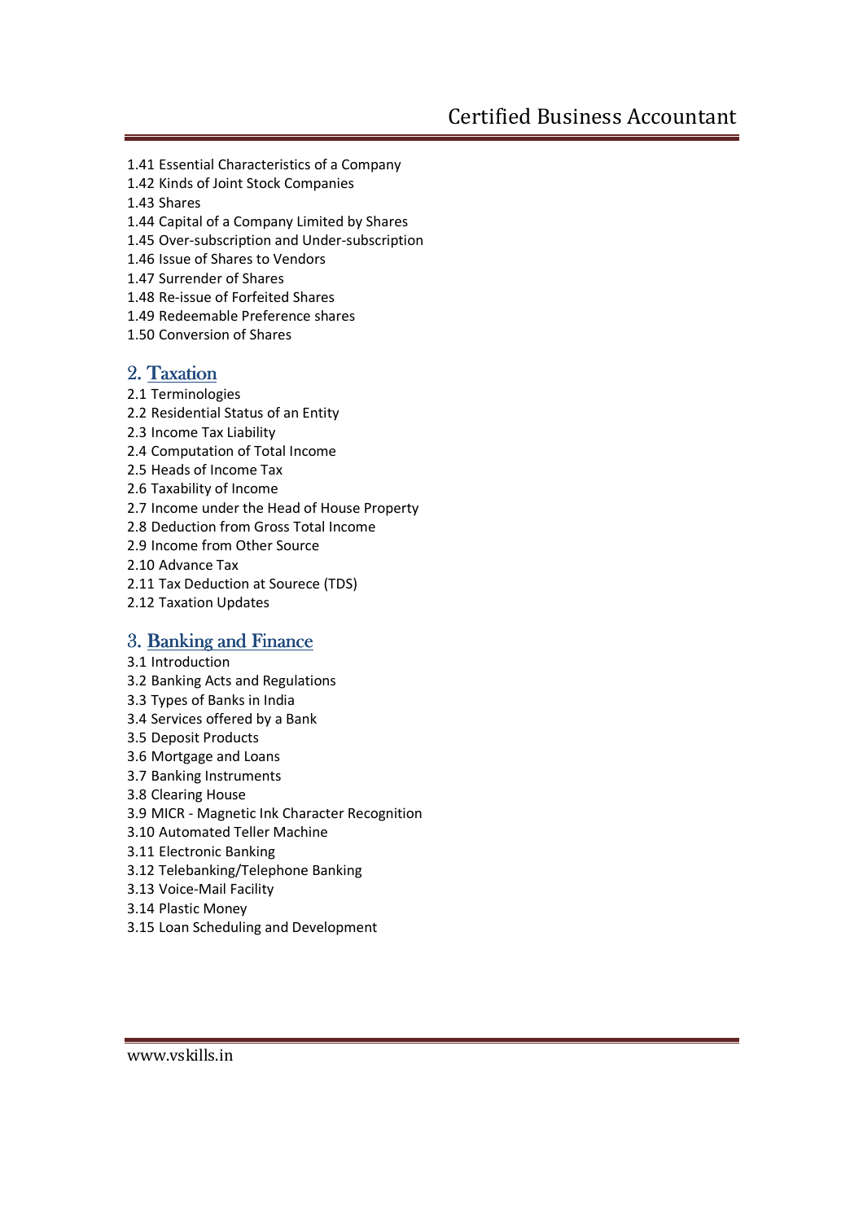1.41 Essential Characteristics of a Company
1.42 Kinds of Joint Stock Companies
1.43 Shares
1.44 Capital of a Company Limited by Shares
1.45 Over-subscription and Under-subscription
1.46 Issue of Shares to Vendors
1.47 Surrender of Shares
1.48 Re-issue of Forfeited Shares
1.49 Redeemable Preference shares
1.50 Conversion of Shares

## 2. Taxation

2.1 Terminologies
2.2 Residential Status of an Entity
2.3 Income Tax Liability
2.4 Computation of Total Income
2.5 Heads of Income Tax
2.6 Taxability of Income
2.7 Income under the Head of House Property
2.8 Deduction from Gross Total Income
2.9 Income from Other Source
2.10 Advance Tax
2.11 Tax Deduction at Sourece (TDS)
2.12 Taxation Updates

## 3. Banking and Finance

3.1 Introduction
3.2 Banking Acts and Regulations
3.3 Types of Banks in India
3.4 Services offered by a Bank
3.5 Deposit Products
3.6 Mortgage and Loans
3.7 Banking Instruments
3.8 Clearing House
3.9 MICR - Magnetic Ink Character Recognition
3.10 Automated Teller Machine
3.11 Electronic Banking
3.12 Telebanking/Telephone Banking
3.13 Voice-Mail Facility
3.14 Plastic Money
3.15 Loan Scheduling and Development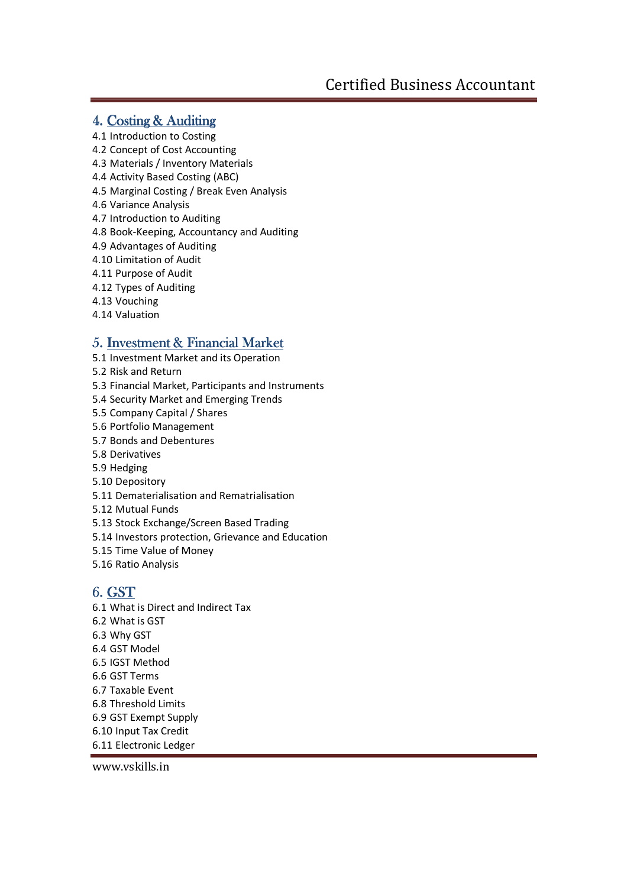## 4. Costing & Auditing

4.1 Introduction to Costing
4.2 Concept of Cost Accounting
4.3 Materials / Inventory Materials
4.4 Activity Based Costing (ABC)
4.5 Marginal Costing / Break Even Analysis
4.6 Variance Analysis
4.7 Introduction to Auditing
4.8 Book-Keeping, Accountancy and Auditing
4.9 Advantages of Auditing
4.10 Limitation of Audit
4.11 Purpose of Audit
4.12 Types of Auditing
4.13 Vouching
4.14 Valuation

## 5. Investment & Financial Market

5.1 Investment Market and its Operation
5.2 Risk and Return
5.3 Financial Market, Participants and Instruments
5.4 Security Market and Emerging Trends
5.5 Company Capital / Shares
5.6 Portfolio Management
5.7 Bonds and Debentures
5.8 Derivatives
5.9 Hedging
5.10 Depository
5.11 Dematerialisation and Rematrialisation
5.12 Mutual Funds
5.13 Stock Exchange/Screen Based Trading
5.14 Investors protection, Grievance and Education
5.15 Time Value of Money
5.16 Ratio Analysis

## 6. GST

6.1 What is Direct and Indirect Tax
6.2 What is GST
6.3 Why GST
6.4 GST Model
6.5 IGST Method
6.6 GST Terms
6.7 Taxable Event
6.8 Threshold Limits
6.9 GST Exempt Supply
6.10 Input Tax Credit
6.11 Electronic Ledger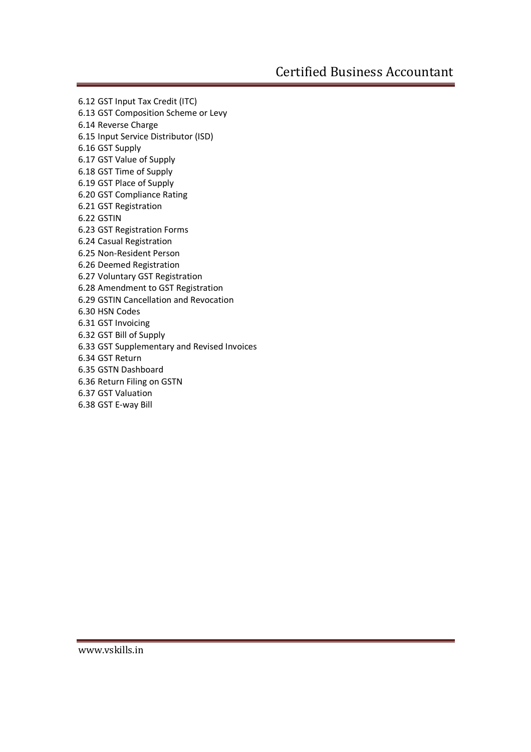6.12 GST Input Tax Credit (ITC)
6.13 GST Composition Scheme or Levy
6.14 Reverse Charge
6.15 Input Service Distributor (ISD)
6.16 GST Supply
6.17 GST Value of Supply
6.18 GST Time of Supply
6.19 GST Place of Supply
6.20 GST Compliance Rating
6.21 GST Registration
6.22 GSTIN
6.23 GST Registration Forms
6.24 Casual Registration
6.25 Non-Resident Person
6.26 Deemed Registration
6.27 Voluntary GST Registration
6.28 Amendment to GST Registration
6.29 GSTIN Cancellation and Revocation
6.30 HSN Codes
6.31 GST Invoicing
6.32 GST Bill of Supply
6.33 GST Supplementary and Revised Invoices
6.34 GST Return
6.35 GSTN Dashboard
6.36 Return Filing on GSTN
6.37 GST Valuation
6.38 GST E-way Bill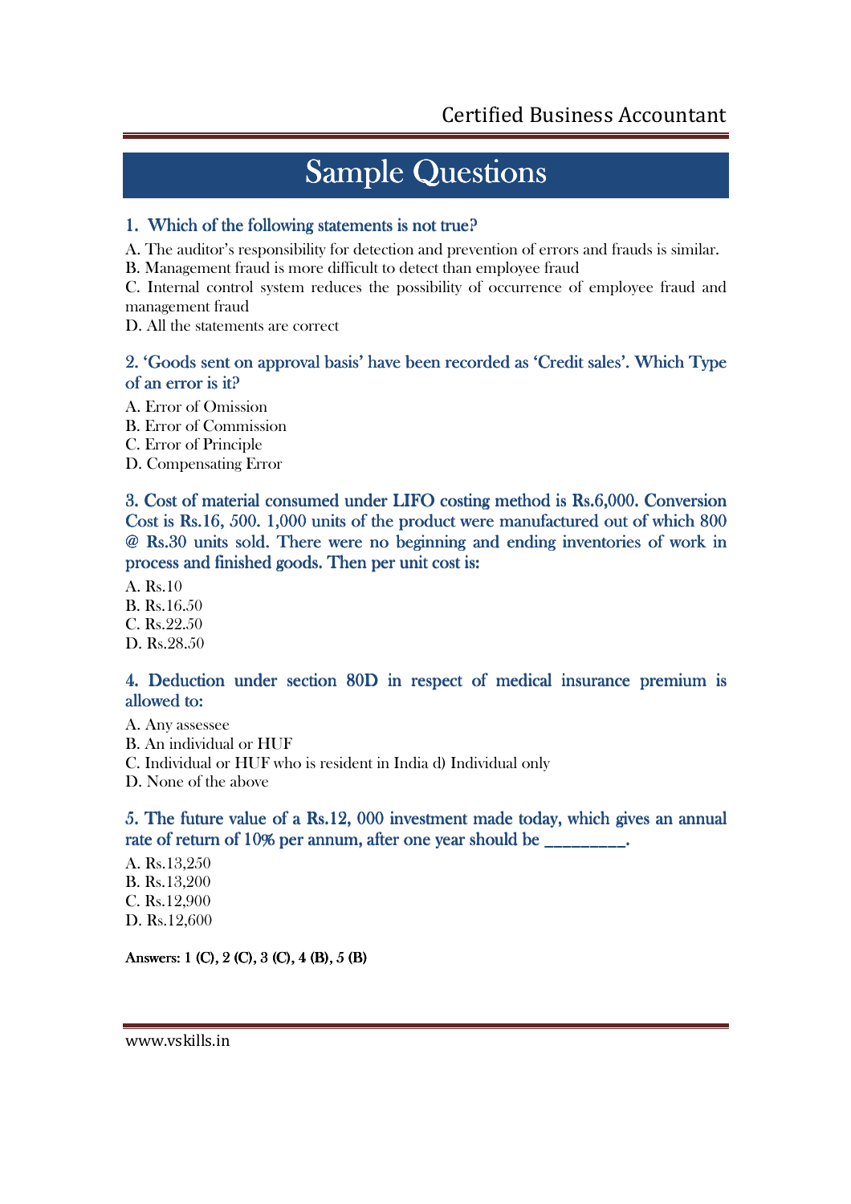# Sample Questions

### 1. Which of the following statements is not true?

A. The auditor's responsibility for detection and prevention of errors and frauds is similar.
B. Management fraud is more difficult to detect than employee fraud
C. Internal control system reduces the possibility of occurrence of employee fraud and management fraud
D. All the statements are correct

### 2. 'Goods sent on approval basis' have been recorded as 'Credit sales'. Which Type of an error is it?

A. Error of Omission
B. Error of Commission
C. Error of Principle
D. Compensating Error

### 3. Cost of material consumed under LIFO costing method is Rs.6,000. Conversion Cost is Rs.16, 500. 1,000 units of the product were manufactured out of which 800 @ Rs.30 units sold. There were no beginning and ending inventories of work in process and finished goods. Then per unit cost is:

A. Rs.10
B. Rs.16.50
C. Rs.22.50
D. Rs.28.50

### 4. Deduction under section 80D in respect of medical insurance premium is allowed to:

A. Any assessee
B. An individual or HUF
C. Individual or HUF who is resident in India d) Individual only
D. None of the above

### 5. The future value of a Rs.12, 000 investment made today, which gives an annual rate of return of 10% per annum, after one year should be _________.

A. Rs.13,250
B. Rs.13,200
C. Rs.12,900
D. Rs.12,600

**Answers: 1 (C), 2 (C), 3 (C), 4 (B), 5 (B)**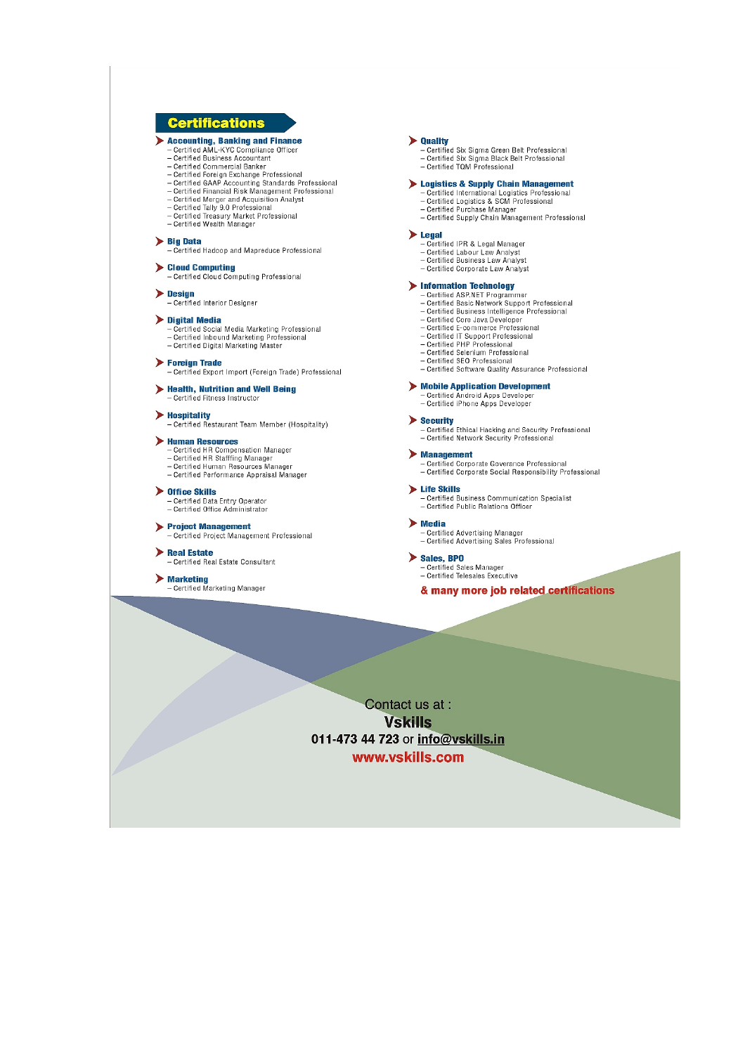## Certifications

### Accounting, Banking and Finance
- Certified AML-KYC Compliance Officer
- Certified Business Accountant
- Certified Commercial Banker
- Certified Foreign Exchange Professional
- Certified GAAP Accounting Standards Professional
- Certified Financial Risk Management Professional
- Certified Merger and Acquisition Analyst
- Certified Tally 9.0 Professional
- Certified Treasury Market Professional
- Certified Wealth Manager

### Big Data
- Certified Hadoop and Mapreduce Professional

### Cloud Computing
- Certified Cloud Computing Professional

### Design
- Certified Interior Designer

### Digital Media
- Certified Social Media Marketing Professional
- Certified Inbound Marketing Professional
- Certified Digital Marketing Master

### Foreign Trade
- Certified Export Import (Foreign Trade) Professional

### Health, Nutrition and Well Being
- Certified Fitness Instructor

### Hospitality
- Certified Restaurant Team Member (Hospitality)

### Human Resources
- Certified HR Compensation Manager
- Certified HR Stafffing Manager
- Certified Human Resources Manager
- Certified Performance Appraisal Manager

### Office Skills
- Certified Data Entry Operator
- Certified Office Administrator

### Project Management
- Certified Project Management Professional

### Real Estate
- Certified Real Estate Consultant

### Marketing
- Certified Marketing Manager

### Quality
- Certified Six Sigma Green Belt Professional
- Certified Six Sigma Black Belt Professional
- Certified TQM Professional

### Logistics & Supply Chain Management
- Certified International Logistics Professional
- Certified Logistics & SCM Professional
- Certified Purchase Manager
- Certified Supply Chain Management Professional

### Legal
- Certified IPR & Legal Manager
- Certified Labour Law Analyst
- Certified Business Law Analyst
- Certified Corporate Law Analyst

### Information Technology
- Certified ASP.NET Programmer
- Certified Basic Network Support Professional
- Certified Business Intelligence Professional
- Certified Core Java Developer
- Certified E-commerce Professional
- Certified IT Support Professional
- Certified PHP Professional
- Certified Selenium Professional
- Certified SEO Professional
- Certified Software Quality Assurance Professional

### Mobile Application Development
- Certified Android Apps Developer
- Certified iPhone Apps Developer

### Security
- Certified Ethical Hacking and Security Professional
- Certified Network Security Professional

### Management
- Certified Corporate Goverance Professional
- Certified Corporate Social Responsibility Professional

### Life Skills
- Certified Business Communication Specialist
- Certified Public Relations Officer

### Media
- Certified Advertising Manager
- Certified Advertising Sales Professional

### Sales, BPO
- Certified Sales Manager
- Certified Telesales Executive

**& many more job related certifications**

Contact us at :

**Vskills**

**011-473 44 723** or **info@vskills.in**

**www.vskills.com**